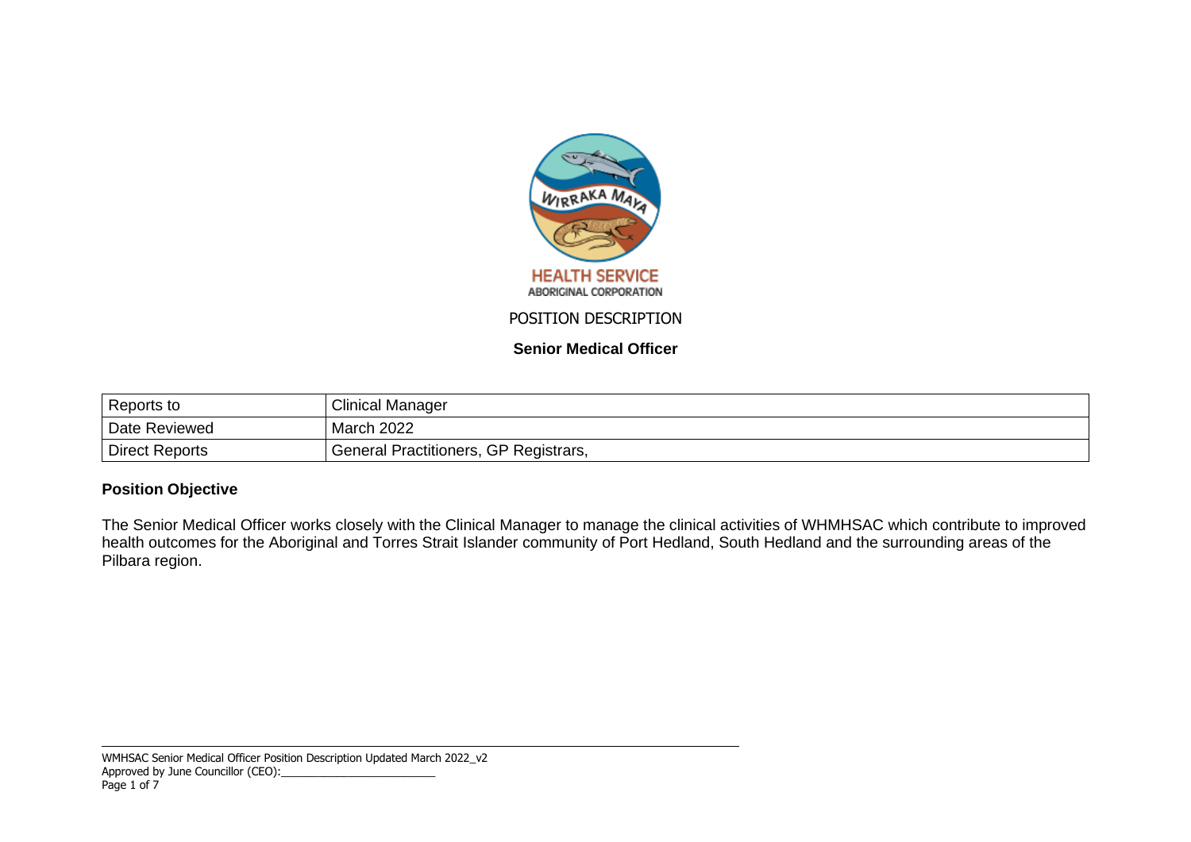WIRRAKA MAYA

HEALTH SERVICE

ABORIGINAL CORPORATION

POSITION DESCRIPTION

# Senior Medical Officer

| Reports to | Clinical Manager |
|---|---|
| Date Reviewed | March 2022 |
| Direct Reports | General Practitioners, GP Registrars, |

## Position Objective

The Senior Medical Officer works closely with the Clinical Manager to manage the clinical activities of WHMHSAC which contribute to improved health outcomes for the Aboriginal and Torres Strait Islander community of Port Hedland, South Hedland and the surrounding areas of the Pilbara region.

WMHSAC Senior Medical Officer Position Description Updated March 2022_v2

Approved by June Councillor (CEO):_________________________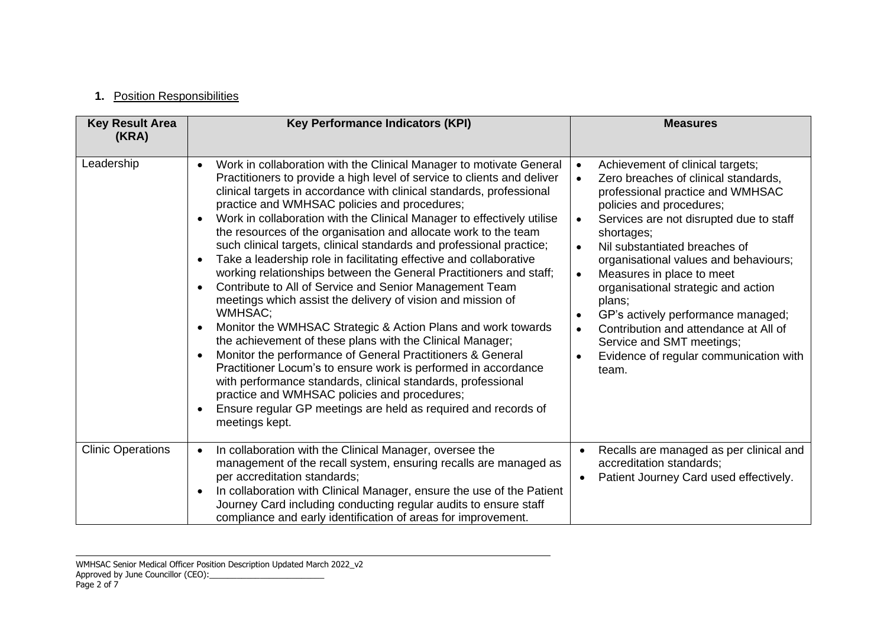**1.** Position Responsibilities

| Key Result Area (KRA) | Key Performance Indicators (KPI) | Measures |
|---|---|---|
| Leadership | • Work in collaboration with the Clinical Manager to motivate General Practitioners to provide a high level of service to clients and deliver clinical targets in accordance with clinical standards, professional practice and WMHSAC policies and procedures;<br>• Work in collaboration with the Clinical Manager to effectively utilise the resources of the organisation and allocate work to the team such clinical targets, clinical standards and professional practice;<br>• Take a leadership role in facilitating effective and collaborative working relationships between the General Practitioners and staff;<br>• Contribute to All of Service and Senior Management Team meetings which assist the delivery of vision and mission of WMHSAC;<br>• Monitor the WMHSAC Strategic & Action Plans and work towards the achievement of these plans with the Clinical Manager;<br>• Monitor the performance of General Practitioners & General Practitioner Locum's to ensure work is performed in accordance with performance standards, clinical standards, professional practice and WMHSAC policies and procedures;<br>• Ensure regular GP meetings are held as required and records of meetings kept. | • Achievement of clinical targets;<br>• Zero breaches of clinical standards, professional practice and WMHSAC policies and procedures;<br>• Services are not disrupted due to staff shortages;<br>• Nil substantiated breaches of organisational values and behaviours;<br>• Measures in place to meet organisational strategic and action plans;<br>• GP's actively performance managed;<br>• Contribution and attendance at All of Service and SMT meetings;<br>• Evidence of regular communication with team. |
| Clinic Operations | • In collaboration with the Clinical Manager, oversee the management of the recall system, ensuring recalls are managed as per accreditation standards;<br>• In collaboration with Clinical Manager, ensure the use of the Patient Journey Card including conducting regular audits to ensure staff compliance and early identification of areas for improvement. | • Recalls are managed as per clinical and accreditation standards;<br>• Patient Journey Card used effectively. |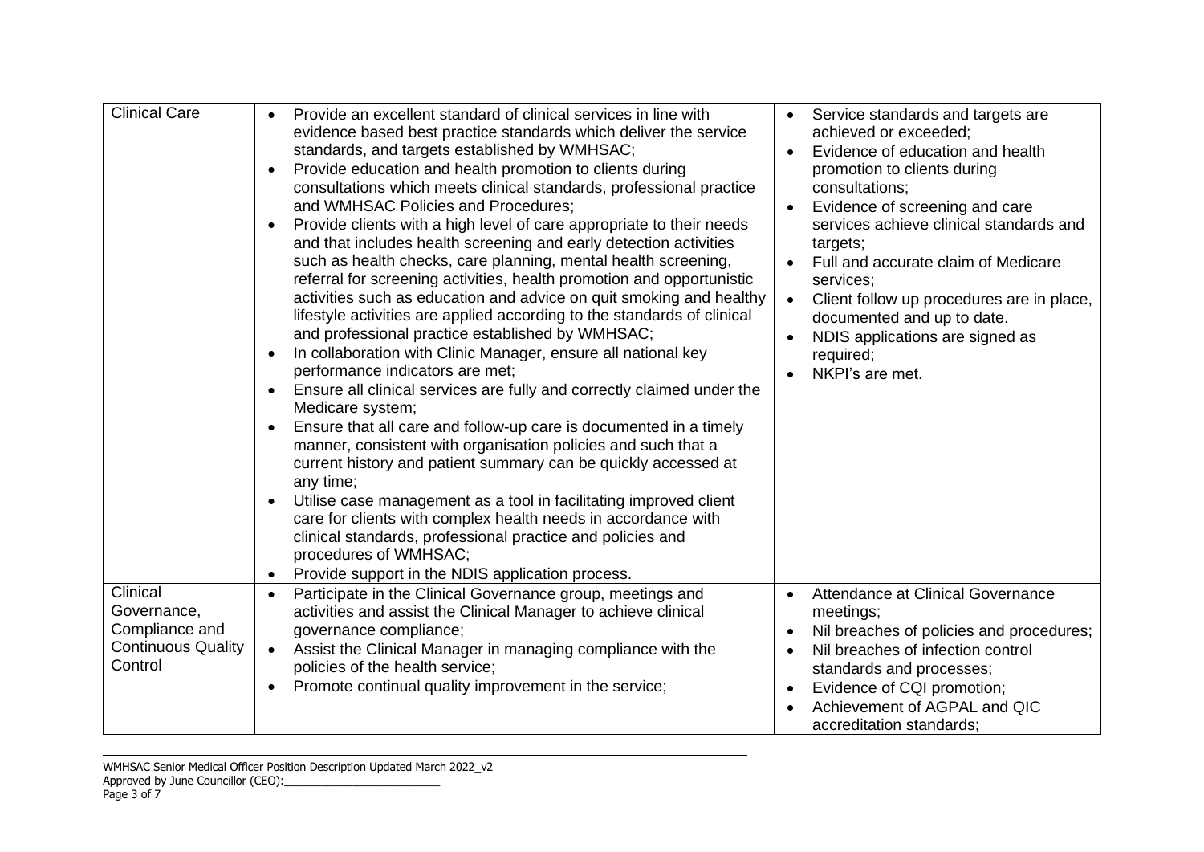| Clinical Care | • Provide an excellent standard of clinical services in line with evidence based best practice standards which deliver the service standards, and targets established by WMHSAC;<br>• Provide education and health promotion to clients during consultations which meets clinical standards, professional practice and WMHSAC Policies and Procedures;<br>• Provide clients with a high level of care appropriate to their needs and that includes health screening and early detection activities such as health checks, care planning, mental health screening, referral for screening activities, health promotion and opportunistic activities such as education and advice on quit smoking and healthy lifestyle activities are applied according to the standards of clinical and professional practice established by WMHSAC;<br>• In collaboration with Clinic Manager, ensure all national key performance indicators are met;<br>• Ensure all clinical services are fully and correctly claimed under the Medicare system;<br>• Ensure that all care and follow-up care is documented in a timely manner, consistent with organisation policies and such that a current history and patient summary can be quickly accessed at any time;<br>• Utilise case management as a tool in facilitating improved client care for clients with complex health needs in accordance with clinical standards, professional practice and policies and procedures of WMHSAC;<br>• Provide support in the NDIS application process. | • Service standards and targets are achieved or exceeded;<br>• Evidence of education and health promotion to clients during consultations;<br>• Evidence of screening and care services achieve clinical standards and targets;<br>• Full and accurate claim of Medicare services;<br>• Client follow up procedures are in place, documented and up to date.<br>• NDIS applications are signed as required;<br>• NKPI's are met. |
|---|---|---|
| Clinical Governance, Compliance and Continuous Quality Control | • Participate in the Clinical Governance group, meetings and activities and assist the Clinical Manager to achieve clinical governance compliance;<br>• Assist the Clinical Manager in managing compliance with the policies of the health service;<br>• Promote continual quality improvement in the service; | • Attendance at Clinical Governance meetings;<br>• Nil breaches of policies and procedures;<br>• Nil breaches of infection control standards and processes;<br>• Evidence of CQI promotion;<br>• Achievement of AGPAL and QIC accreditation standards; |

WMHSAC Senior Medical Officer Position Description Updated March 2022_v2
Approved by June Councillor (CEO):_________________________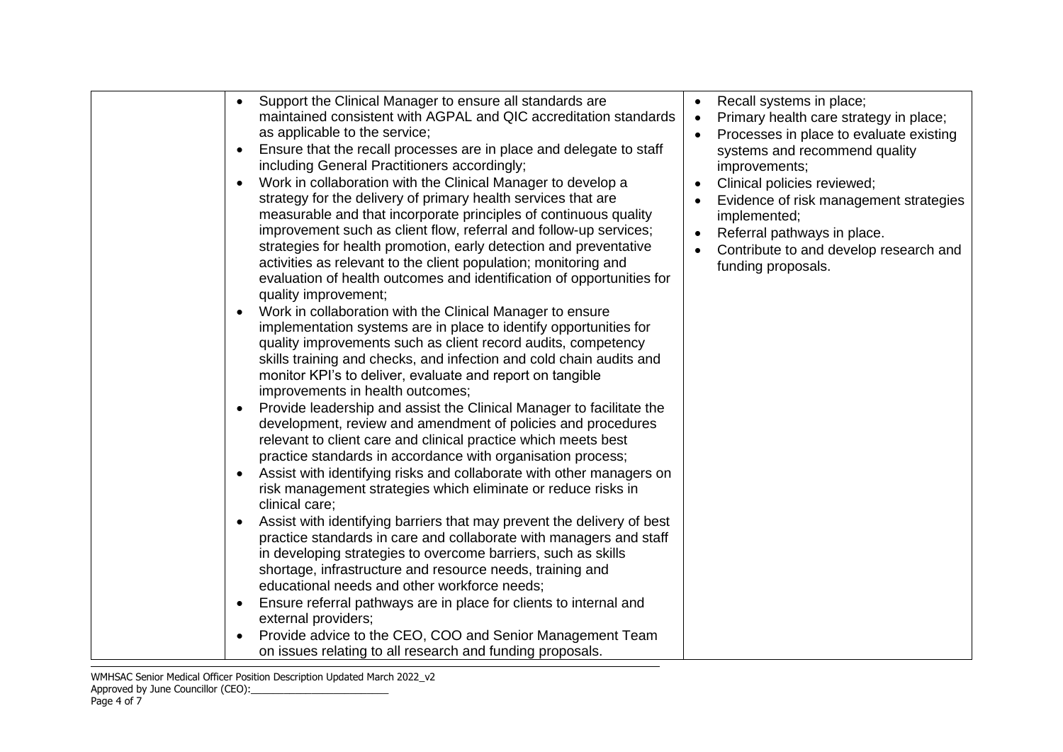| | | |
|---|---|---|
| | • Support the Clinical Manager to ensure all standards are maintained consistent with AGPAL and QIC accreditation standards as applicable to the service;<br>• Ensure that the recall processes are in place and delegate to staff including General Practitioners accordingly;<br>• Work in collaboration with the Clinical Manager to develop a strategy for the delivery of primary health services that are measurable and that incorporate principles of continuous quality improvement such as client flow, referral and follow-up services; strategies for health promotion, early detection and preventative activities as relevant to the client population; monitoring and evaluation of health outcomes and identification of opportunities for quality improvement;<br>• Work in collaboration with the Clinical Manager to ensure implementation systems are in place to identify opportunities for quality improvements such as client record audits, competency skills training and checks, and infection and cold chain audits and monitor KPI's to deliver, evaluate and report on tangible improvements in health outcomes;<br>• Provide leadership and assist the Clinical Manager to facilitate the development, review and amendment of policies and procedures relevant to client care and clinical practice which meets best practice standards in accordance with organisation process;<br>• Assist with identifying risks and collaborate with other managers on risk management strategies which eliminate or reduce risks in clinical care;<br>• Assist with identifying barriers that may prevent the delivery of best practice standards in care and collaborate with managers and staff in developing strategies to overcome barriers, such as skills shortage, infrastructure and resource needs, training and educational needs and other workforce needs;<br>• Ensure referral pathways are in place for clients to internal and external providers;<br>• Provide advice to the CEO, COO and Senior Management Team on issues relating to all research and funding proposals. | • Recall systems in place;<br>• Primary health care strategy in place;<br>• Processes in place to evaluate existing systems and recommend quality improvements;<br>• Clinical policies reviewed;<br>• Evidence of risk management strategies implemented;<br>• Referral pathways in place.<br>• Contribute to and develop research and funding proposals. |

WMHSAC Senior Medical Officer Position Description Updated March 2022_v2
Approved by June Councillor (CEO):_________________________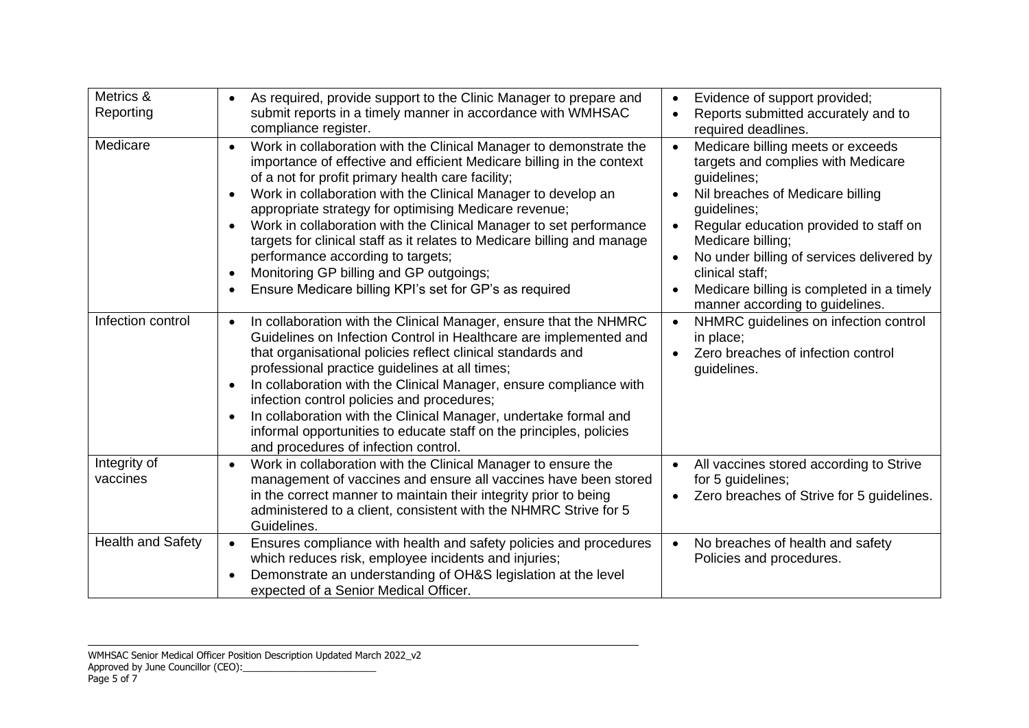| | | |
|---|---|---|
| Metrics & Reporting | • As required, provide support to the Clinic Manager to prepare and submit reports in a timely manner in accordance with WMHSAC compliance register. | • Evidence of support provided;<br>• Reports submitted accurately and to required deadlines. |
| Medicare | • Work in collaboration with the Clinical Manager to demonstrate the importance of effective and efficient Medicare billing in the context of a not for profit primary health care facility;<br>• Work in collaboration with the Clinical Manager to develop an appropriate strategy for optimising Medicare revenue;<br>• Work in collaboration with the Clinical Manager to set performance targets for clinical staff as it relates to Medicare billing and manage performance according to targets;<br>• Monitoring GP billing and GP outgoings;<br>• Ensure Medicare billing KPI's set for GP's as required | • Medicare billing meets or exceeds targets and complies with Medicare guidelines;<br>• Nil breaches of Medicare billing guidelines;<br>• Regular education provided to staff on Medicare billing;<br>• No under billing of services delivered by clinical staff;<br>• Medicare billing is completed in a timely manner according to guidelines. |
| Infection control | • In collaboration with the Clinical Manager, ensure that the NHMRC Guidelines on Infection Control in Healthcare are implemented and that organisational policies reflect clinical standards and professional practice guidelines at all times;<br>• In collaboration with the Clinical Manager, ensure compliance with infection control policies and procedures;<br>• In collaboration with the Clinical Manager, undertake formal and informal opportunities to educate staff on the principles, policies and procedures of infection control. | • NHMRC guidelines on infection control in place;<br>• Zero breaches of infection control guidelines. |
| Integrity of vaccines | • Work in collaboration with the Clinical Manager to ensure the management of vaccines and ensure all vaccines have been stored in the correct manner to maintain their integrity prior to being administered to a client, consistent with the NHMRC Strive for 5 Guidelines. | • All vaccines stored according to Strive for 5 guidelines;<br>• Zero breaches of Strive for 5 guidelines. |
| Health and Safety | • Ensures compliance with health and safety policies and procedures which reduces risk, employee incidents and injuries;<br>• Demonstrate an understanding of OH&S legislation at the level expected of a Senior Medical Officer. | • No breaches of health and safety Policies and procedures. |

WMHSAC Senior Medical Officer Position Description Updated March 2022_v2
Approved by June Councillor (CEO):_________________________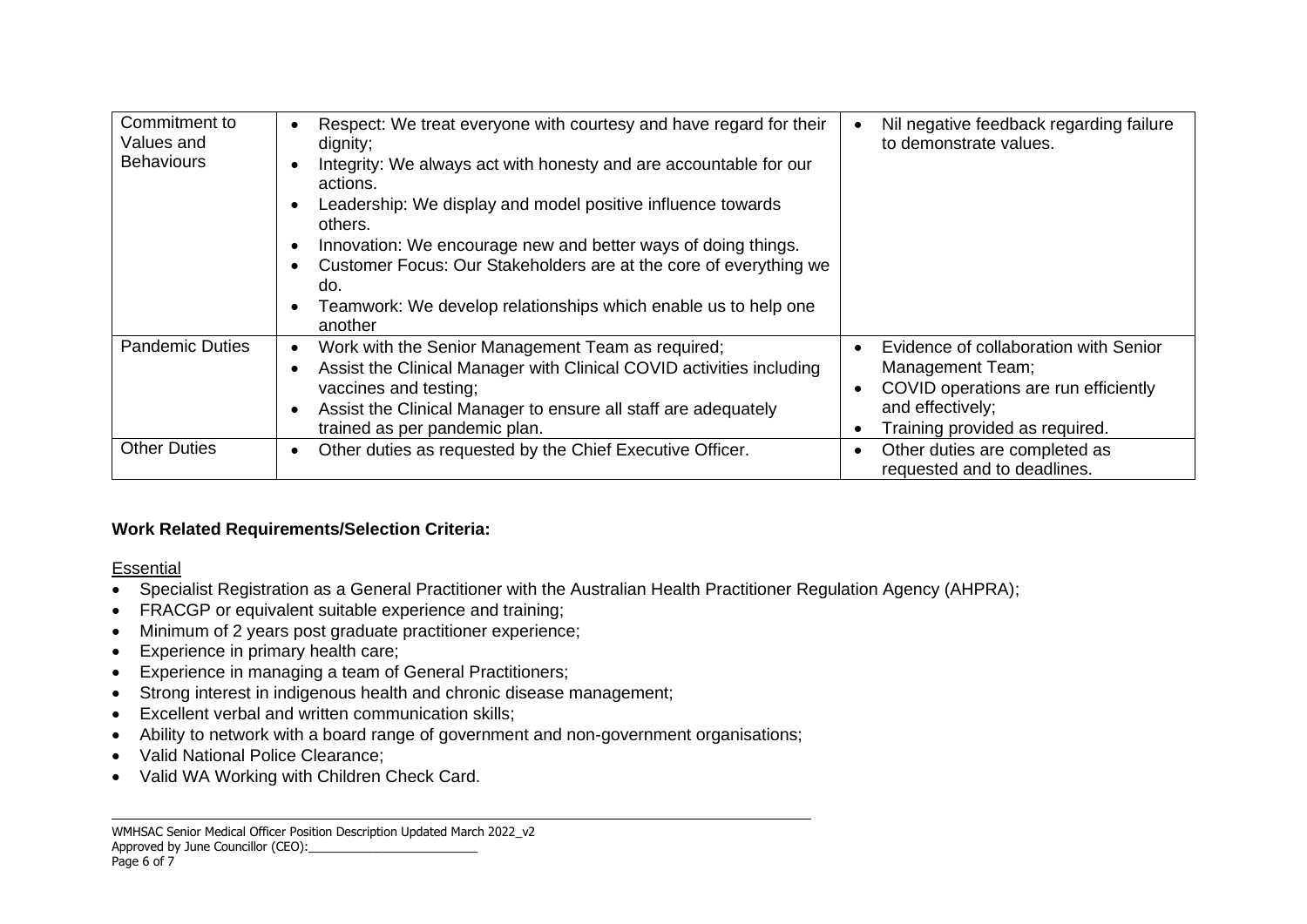| Commitment to Values and Behaviours | • Respect: We treat everyone with courtesy and have regard for their dignity;<br>• Integrity: We always act with honesty and are accountable for our actions.<br>• Leadership: We display and model positive influence towards others.<br>• Innovation: We encourage new and better ways of doing things.<br>• Customer Focus: Our Stakeholders are at the core of everything we do.<br>• Teamwork: We develop relationships which enable us to help one another | • Nil negative feedback regarding failure to demonstrate values. |
|---|---|---|
| Pandemic Duties | • Work with the Senior Management Team as required;<br>• Assist the Clinical Manager with Clinical COVID activities including vaccines and testing;<br>• Assist the Clinical Manager to ensure all staff are adequately trained as per pandemic plan. | • Evidence of collaboration with Senior Management Team;<br>• COVID operations are run efficiently and effectively;<br>• Training provided as required. |
| Other Duties | • Other duties as requested by the Chief Executive Officer. | • Other duties are completed as requested and to deadlines. |

**Work Related Requirements/Selection Criteria:**

Essential

- Specialist Registration as a General Practitioner with the Australian Health Practitioner Regulation Agency (AHPRA);
- FRACGP or equivalent suitable experience and training;
- Minimum of 2 years post graduate practitioner experience;
- Experience in primary health care;
- Experience in managing a team of General Practitioners;
- Strong interest in indigenous health and chronic disease management;
- Excellent verbal and written communication skills;
- Ability to network with a board range of government and non-government organisations;
- Valid National Police Clearance;
- Valid WA Working with Children Check Card.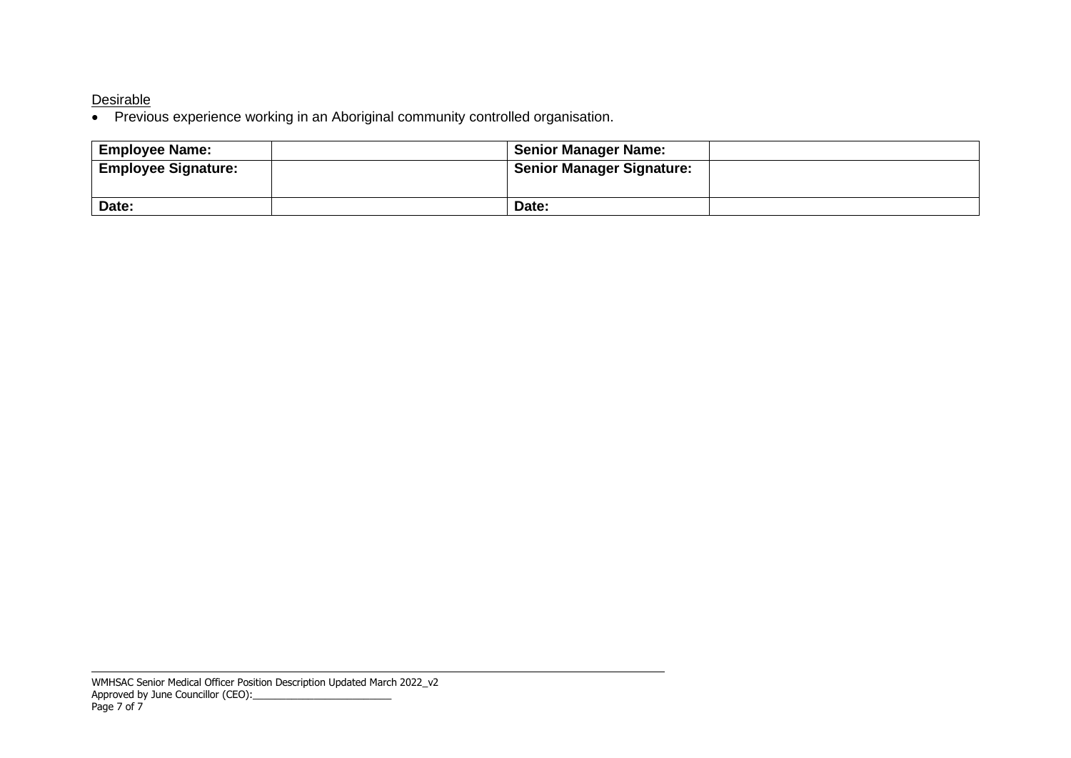Desirable

- Previous experience working in an Aboriginal community controlled organisation.

| | | | |
|---|---|---|---|
| **Employee Name:** | | **Senior Manager Name:** | |
| **Employee Signature:** | | **Senior Manager Signature:** | |
| **Date:** | | **Date:** | |

WMHSAC Senior Medical Officer Position Description Updated March 2022_v2
Approved by June Councillor (CEO):_________________________